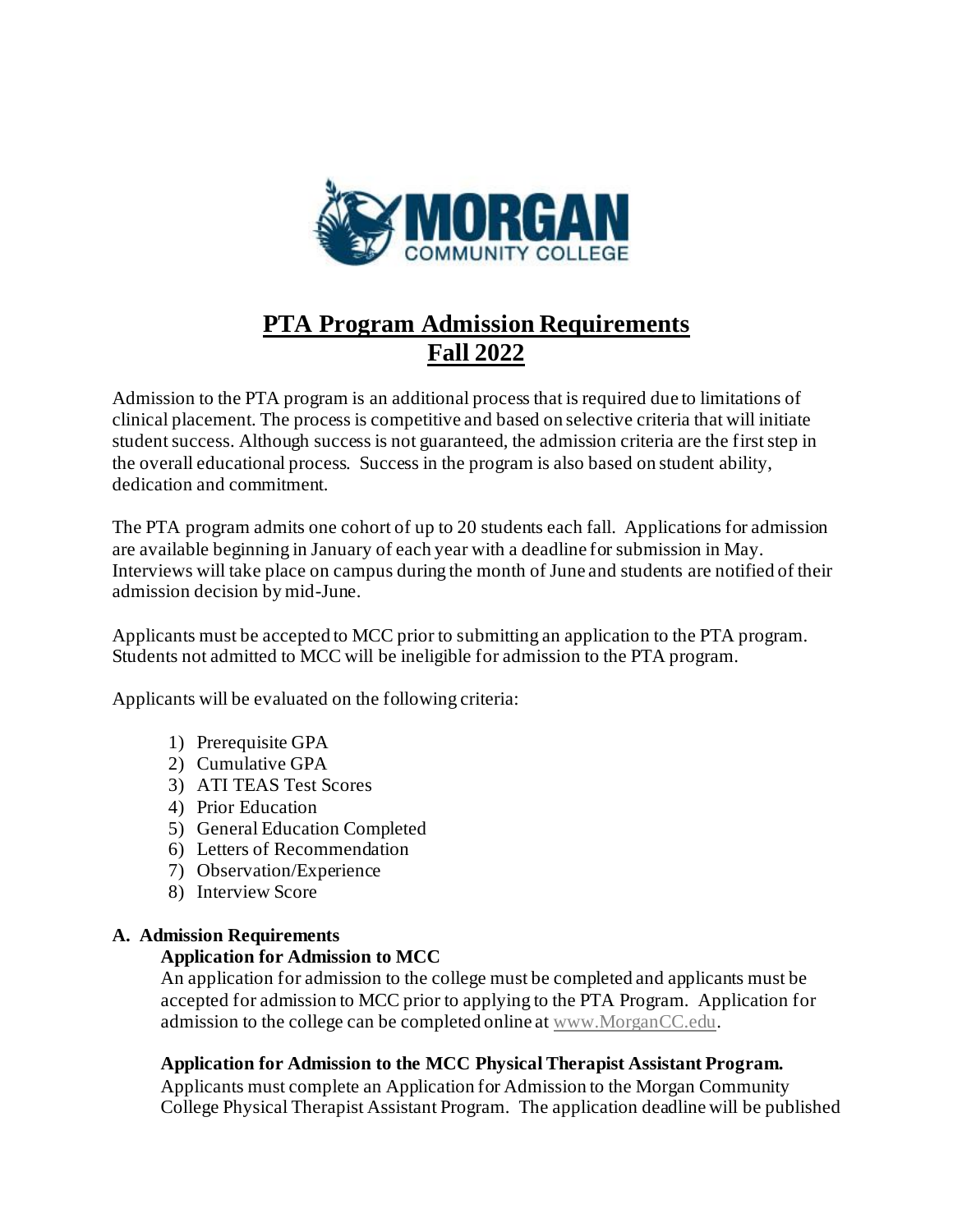# PTA Program Admission Requirements
# Fall 2022

Admission to the PTA program is an additional process that is required due to limitations of clinical placement. The process is competitive and based on selective criteria that will initiate student success. Although success is not guaranteed, the admission criteria are the first step in the overall educational process. Success in the program is also based on student ability, dedication and commitment.

The PTA program admits one cohort of up to 20 students each fall. Applications for admission are available beginning in January of each year with a deadline for submission in May. Interviews will take place on campus during the month of June and students are notified of their admission decision by mid-June.

Applicants must be accepted to MCC prior to submitting an application to the PTA program. Students not admitted to MCC will be ineligible for admission to the PTA program.

Applicants will be evaluated on the following criteria:

1) Prerequisite GPA
2) Cumulative GPA
3) ATI TEAS Test Scores
4) Prior Education
5) General Education Completed
6) Letters of Recommendation
7) Observation/Experience
8) Interview Score

**A. Admission Requirements**

**Application for Admission to MCC**

An application for admission to the college must be completed and applicants must be accepted for admission to MCC prior to applying to the PTA Program. Application for admission to the college can be completed online at www.MorganCC.edu.

**Application for Admission to the MCC Physical Therapist Assistant Program.**

Applicants must complete an Application for Admission to the Morgan Community College Physical Therapist Assistant Program. The application deadline will be published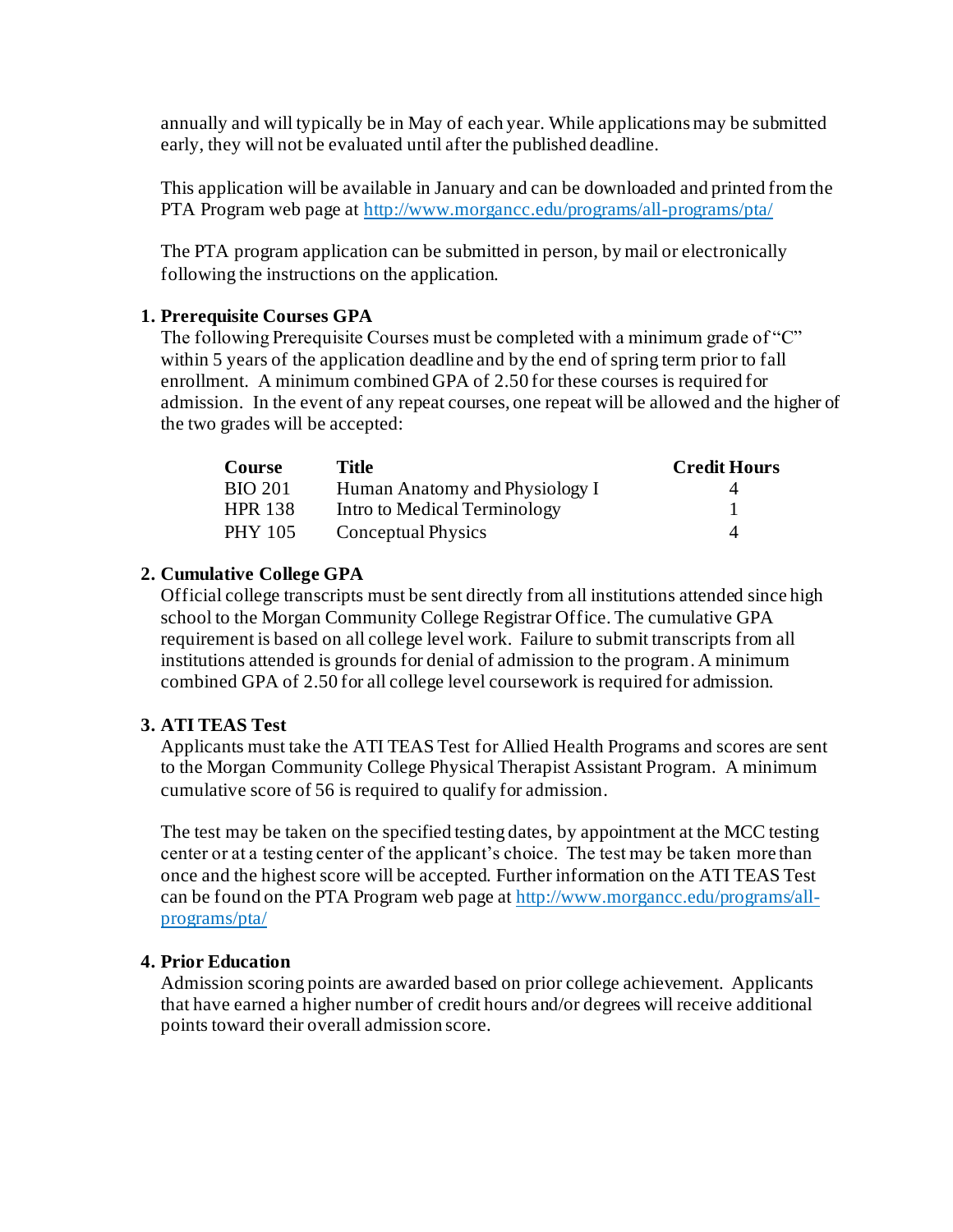annually and will typically be in May of each year. While applications may be submitted early, they will not be evaluated until after the published deadline.

This application will be available in January and can be downloaded and printed from the PTA Program web page at http://www.morgancc.edu/programs/all-programs/pta/

The PTA program application can be submitted in person, by mail or electronically following the instructions on the application.

1. **Prerequisite Courses GPA**

   The following Prerequisite Courses must be completed with a minimum grade of "C" within 5 years of the application deadline and by the end of spring term prior to fall enrollment. A minimum combined GPA of 2.50 for these courses is required for admission. In the event of any repeat courses, one repeat will be allowed and the higher of the two grades will be accepted:

   | Course | Title | Credit Hours |
   | --- | --- | --- |
   | BIO 201 | Human Anatomy and Physiology I | 4 |
   | HPR 138 | Intro to Medical Terminology | 1 |
   | PHY 105 | Conceptual Physics | 4 |

2. **Cumulative College GPA**

   Official college transcripts must be sent directly from all institutions attended since high school to the Morgan Community College Registrar Office. The cumulative GPA requirement is based on all college level work. Failure to submit transcripts from all institutions attended is grounds for denial of admission to the program. A minimum combined GPA of 2.50 for all college level coursework is required for admission.

3. **ATI TEAS Test**

   Applicants must take the ATI TEAS Test for Allied Health Programs and scores are sent to the Morgan Community College Physical Therapist Assistant Program. A minimum cumulative score of 56 is required to qualify for admission.

   The test may be taken on the specified testing dates, by appointment at the MCC testing center or at a testing center of the applicant's choice. The test may be taken more than once and the highest score will be accepted. Further information on the ATI TEAS Test can be found on the PTA Program web page at http://www.morgancc.edu/programs/all-programs/pta/

4. **Prior Education**

   Admission scoring points are awarded based on prior college achievement. Applicants that have earned a higher number of credit hours and/or degrees will receive additional points toward their overall admission score.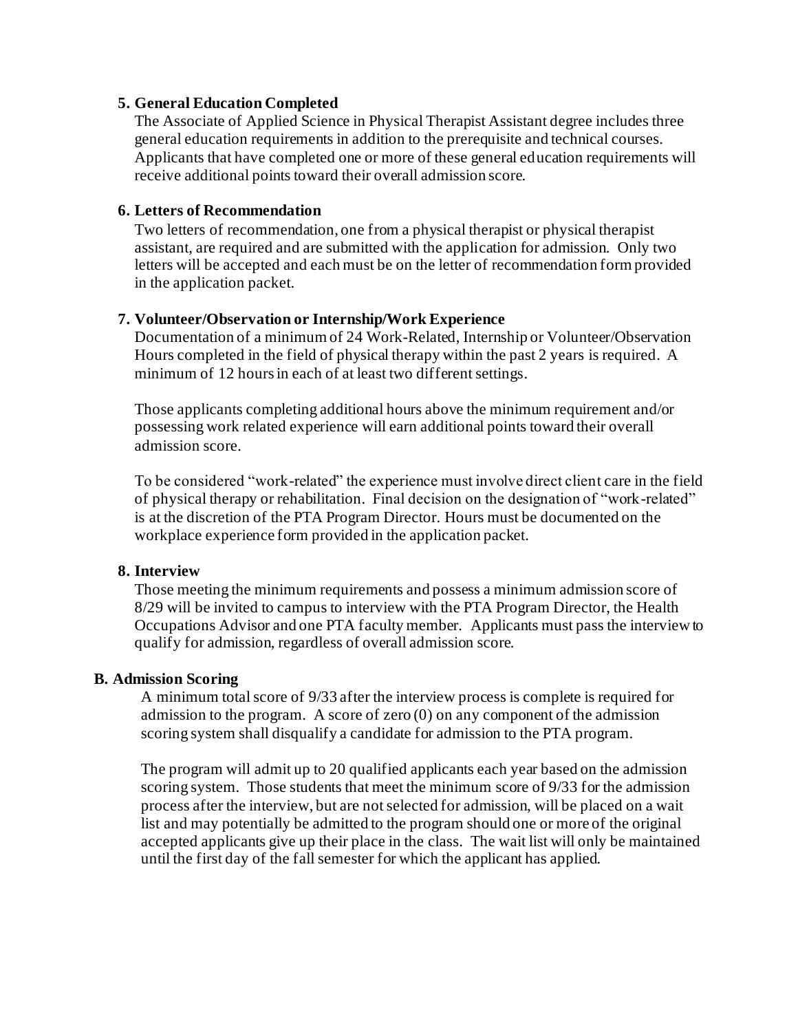**5. General Education Completed**

The Associate of Applied Science in Physical Therapist Assistant degree includes three general education requirements in addition to the prerequisite and technical courses. Applicants that have completed one or more of these general education requirements will receive additional points toward their overall admission score.

**6. Letters of Recommendation**

Two letters of recommendation, one from a physical therapist or physical therapist assistant, are required and are submitted with the application for admission. Only two letters will be accepted and each must be on the letter of recommendation form provided in the application packet.

**7. Volunteer/Observation or Internship/Work Experience**

Documentation of a minimum of 24 Work-Related, Internship or Volunteer/Observation Hours completed in the field of physical therapy within the past 2 years is required. A minimum of 12 hours in each of at least two different settings.

Those applicants completing additional hours above the minimum requirement and/or possessing work related experience will earn additional points toward their overall admission score.

To be considered "work-related" the experience must involve direct client care in the field of physical therapy or rehabilitation. Final decision on the designation of "work-related" is at the discretion of the PTA Program Director. Hours must be documented on the workplace experience form provided in the application packet.

**8. Interview**

Those meeting the minimum requirements and possess a minimum admission score of 8/29 will be invited to campus to interview with the PTA Program Director, the Health Occupations Advisor and one PTA faculty member. Applicants must pass the interview to qualify for admission, regardless of overall admission score.

**B. Admission Scoring**

A minimum total score of 9/33 after the interview process is complete is required for admission to the program. A score of zero (0) on any component of the admission scoring system shall disqualify a candidate for admission to the PTA program.

The program will admit up to 20 qualified applicants each year based on the admission scoring system. Those students that meet the minimum score of 9/33 for the admission process after the interview, but are not selected for admission, will be placed on a wait list and may potentially be admitted to the program should one or more of the original accepted applicants give up their place in the class. The wait list will only be maintained until the first day of the fall semester for which the applicant has applied.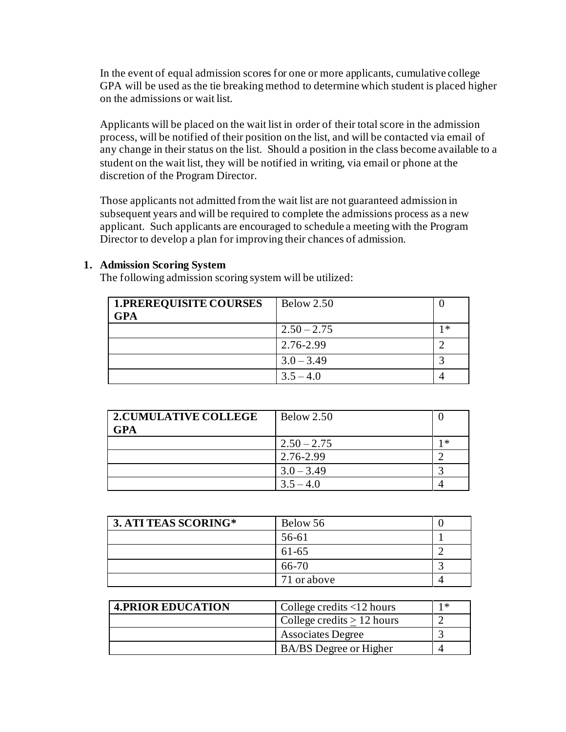In the event of equal admission scores for one or more applicants, cumulative college GPA will be used as the tie breaking method to determine which student is placed higher on the admissions or wait list.

Applicants will be placed on the wait list in order of their total score in the admission process, will be notified of their position on the list, and will be contacted via email of any change in their status on the list. Should a position in the class become available to a student on the wait list, they will be notified in writing, via email or phone at the discretion of the Program Director.

Those applicants not admitted from the wait list are not guaranteed admission in subsequent years and will be required to complete the admissions process as a new applicant. Such applicants are encouraged to schedule a meeting with the Program Director to develop a plan for improving their chances of admission.

1. **Admission Scoring System**
   The following admission scoring system will be utilized:

| **1.PREREQUISITE COURSES GPA** | Below 2.50 | 0 |
|---|---|---|
| | 2.50 – 2.75 | 1* |
| | 2.76-2.99 | 2 |
| | 3.0 – 3.49 | 3 |
| | 3.5 – 4.0 | 4 |

| **2.CUMULATIVE COLLEGE GPA** | Below 2.50 | 0 |
|---|---|---|
| | 2.50 – 2.75 | 1* |
| | 2.76-2.99 | 2 |
| | 3.0 – 3.49 | 3 |
| | 3.5 – 4.0 | 4 |

| **3. ATI TEAS SCORING*** | Below 56 | 0 |
|---|---|---|
| | 56-61 | 1 |
| | 61-65 | 2 |
| | 66-70 | 3 |
| | 71 or above | 4 |

| **4.PRIOR EDUCATION** | College credits <12 hours | 1* |
|---|---|---|
| | College credits $\geq$ 12 hours | 2 |
| | Associates Degree | 3 |
| | BA/BS Degree or Higher | 4 |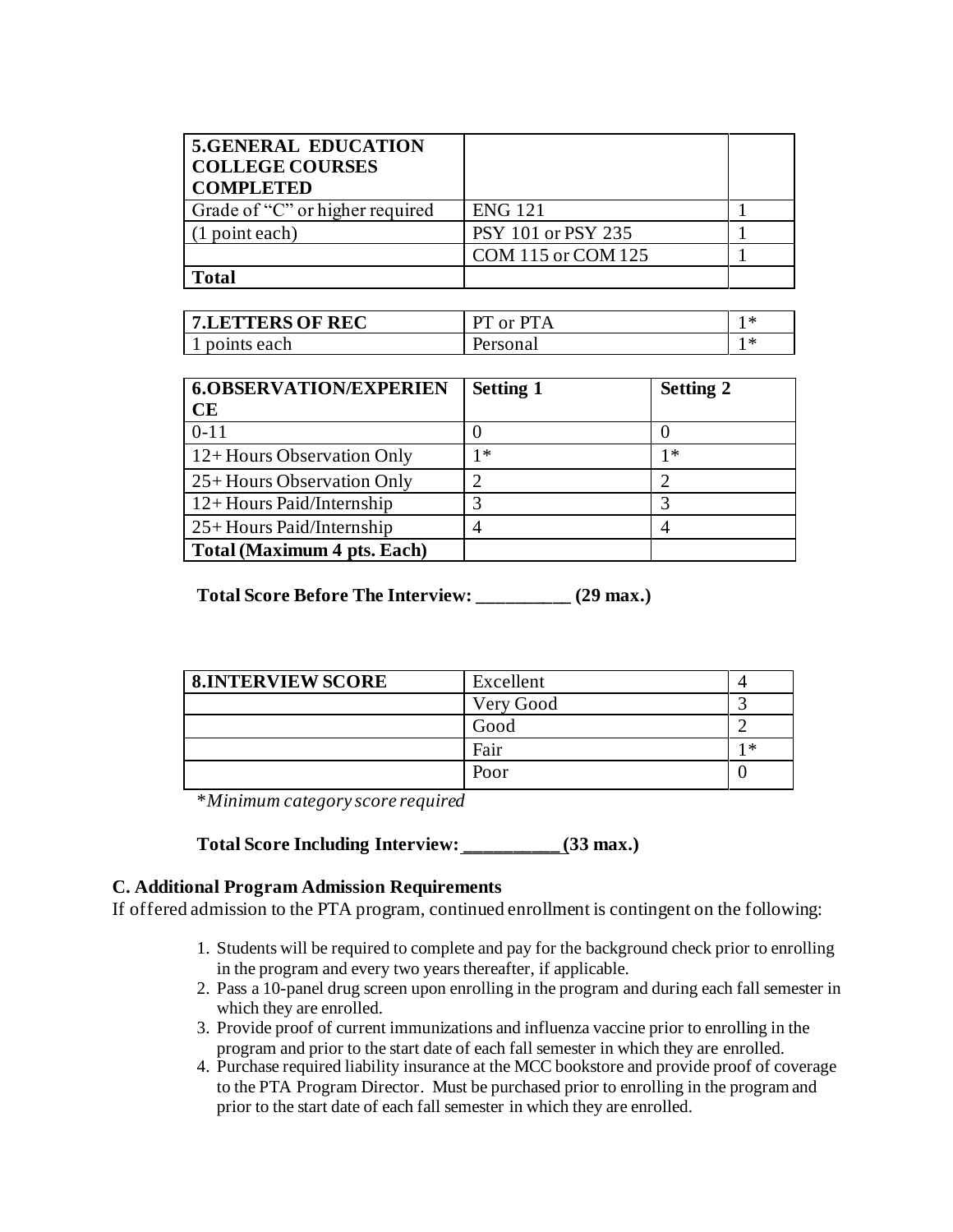| 5.GENERAL EDUCATION COLLEGE COURSES COMPLETED | | |
|---|---|---|
| Grade of "C" or higher required | ENG 121 | 1 |
| (1 point each) | PSY 101 or PSY 235 | 1 |
| | COM 115 or COM 125 | 1 |
| **Total** | | |

| 7.LETTERS OF REC | PT or PTA | 1* |
|---|---|---|
| 1 points each | Personal | 1* |

| 6.OBSERVATION/EXPERIENCE | Setting 1 | Setting 2 |
|---|---|---|
| 0-11 | 0 | 0 |
| 12+ Hours Observation Only | 1* | 1* |
| 25+ Hours Observation Only | 2 | 2 |
| 12+ Hours Paid/Internship | 3 | 3 |
| 25+ Hours Paid/Internship | 4 | 4 |
| **Total (Maximum 4 pts. Each)** | | |

**Total Score Before The Interview: __________ (29 max.)**

| 8.INTERVIEW SCORE | Excellent | 4 |
|---|---|---|
| | Very Good | 3 |
| | Good | 2 |
| | Fair | 1* |
| | Poor | 0 |

**Minimum category score required*

**Total Score Including Interview: __________ (33 max.)**

### C. Additional Program Admission Requirements

If offered admission to the PTA program, continued enrollment is contingent on the following:

1. Students will be required to complete and pay for the background check prior to enrolling in the program and every two years thereafter, if applicable.
2. Pass a 10-panel drug screen upon enrolling in the program and during each fall semester in which they are enrolled.
3. Provide proof of current immunizations and influenza vaccine prior to enrolling in the program and prior to the start date of each fall semester in which they are enrolled.
4. Purchase required liability insurance at the MCC bookstore and provide proof of coverage to the PTA Program Director. Must be purchased prior to enrolling in the program and prior to the start date of each fall semester in which they are enrolled.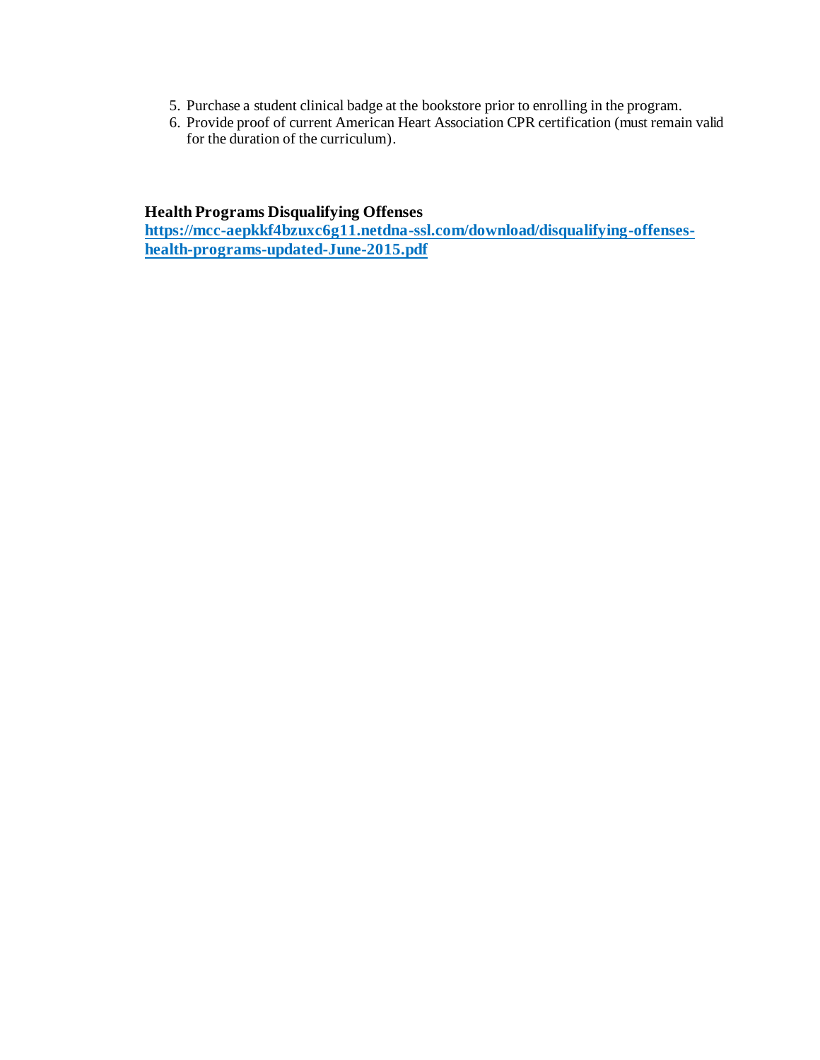5. Purchase a student clinical badge at the bookstore prior to enrolling in the program.
6. Provide proof of current American Heart Association CPR certification (must remain valid for the duration of the curriculum).

**Health Programs Disqualifying Offenses**
**https://mcc-aepkkf4bzuxc6g11.netdna-ssl.com/download/disqualifying-offenses-health-programs-updated-June-2015.pdf**